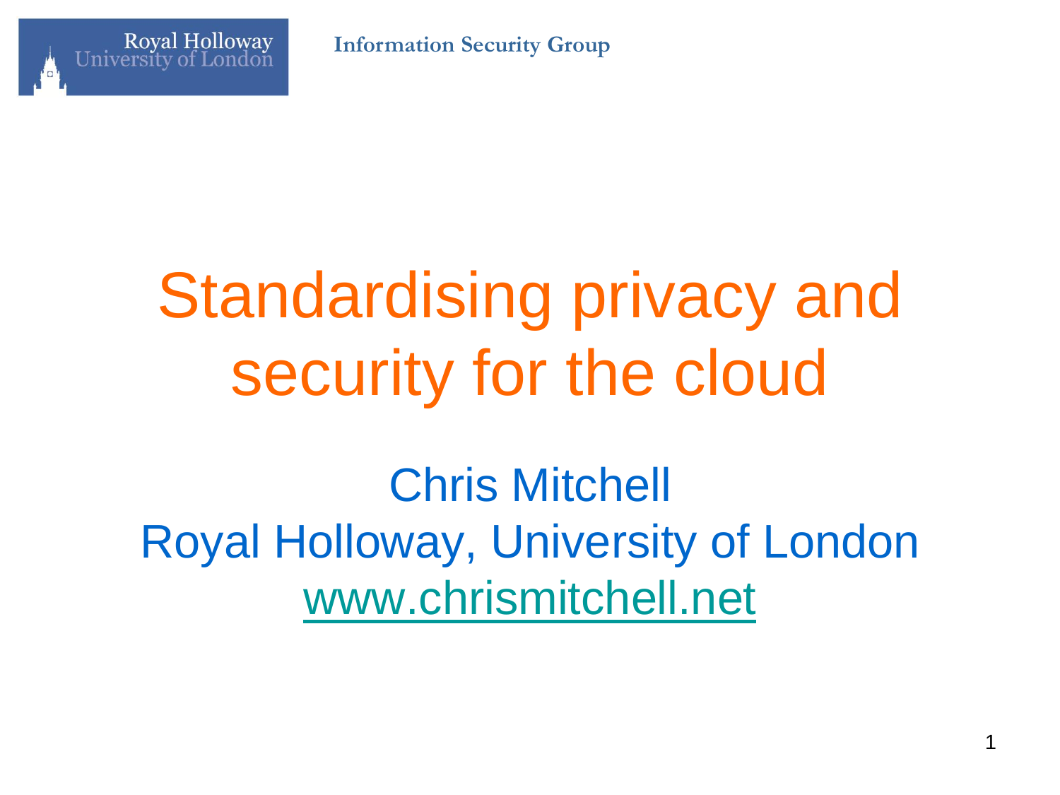Royal Holloway University of London

Information Security Group

# Standardising privacy and security for the cloud

Chris Mitchell
Royal Holloway, University of London
www.chrismitchell.net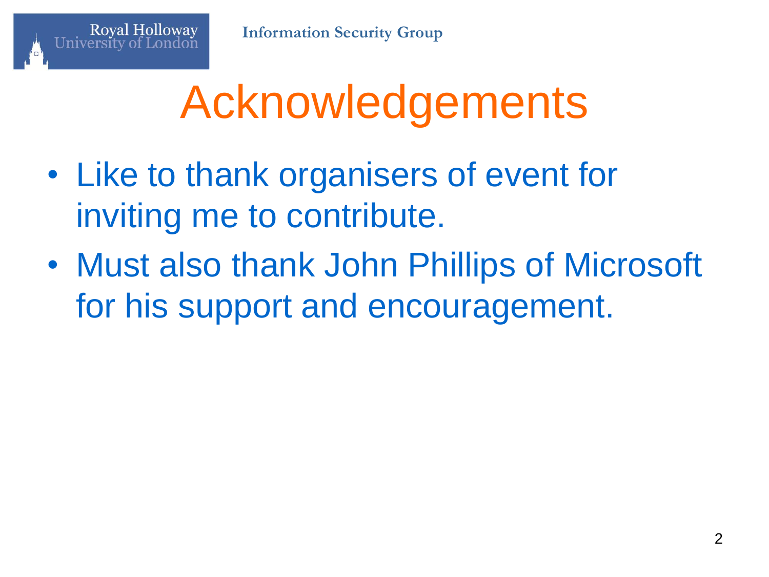# Acknowledgements

- Like to thank organisers of event for inviting me to contribute.
- Must also thank John Phillips of Microsoft for his support and encouragement.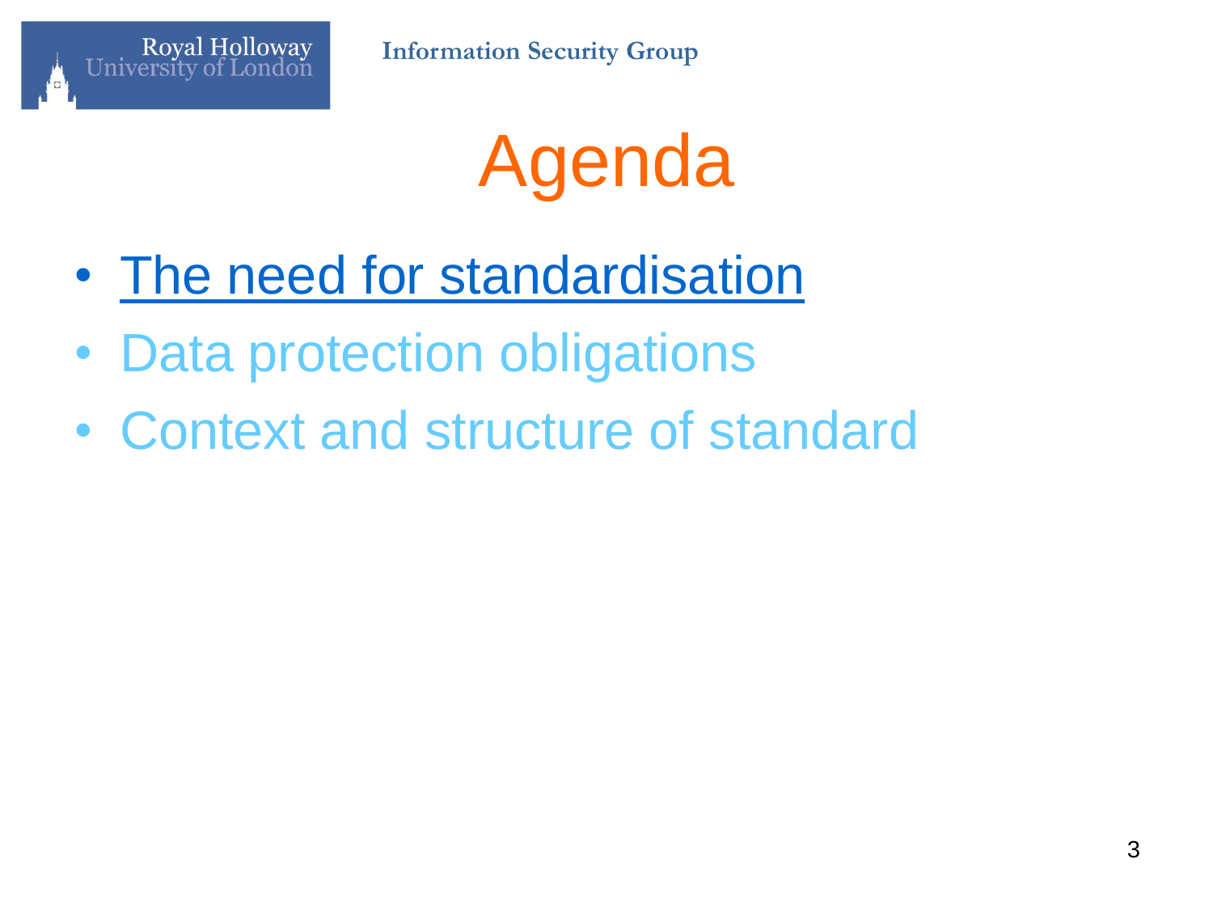# Agenda

- The need for standardisation
- Data protection obligations
- Context and structure of standard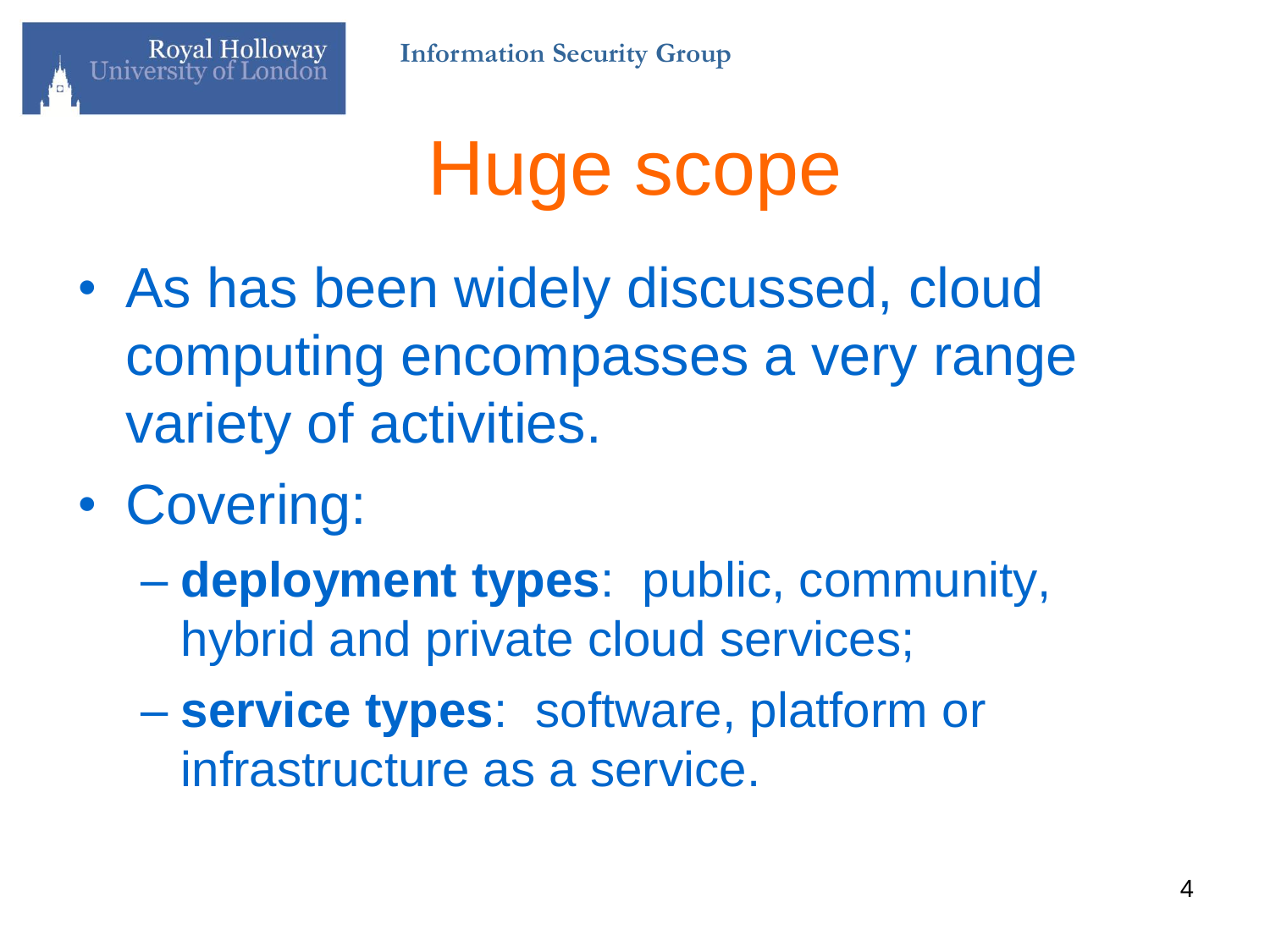# Huge scope

- As has been widely discussed, cloud computing encompasses a very range variety of activities.
- Covering:
  - **deployment types**: public, community, hybrid and private cloud services;
  - **service types**: software, platform or infrastructure as a service.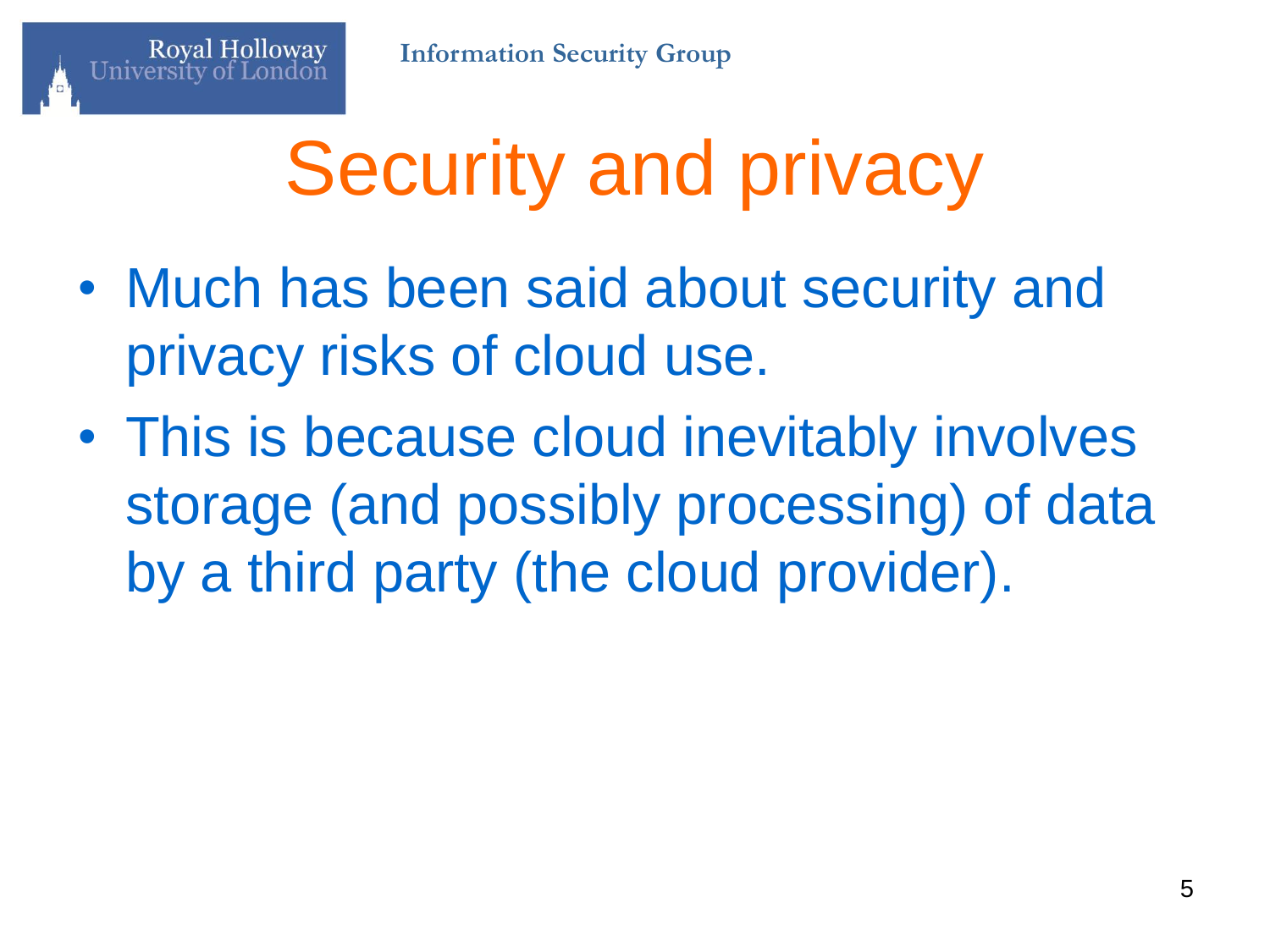# Security and privacy

- Much has been said about security and privacy risks of cloud use.
- This is because cloud inevitably involves storage (and possibly processing) of data by a third party (the cloud provider).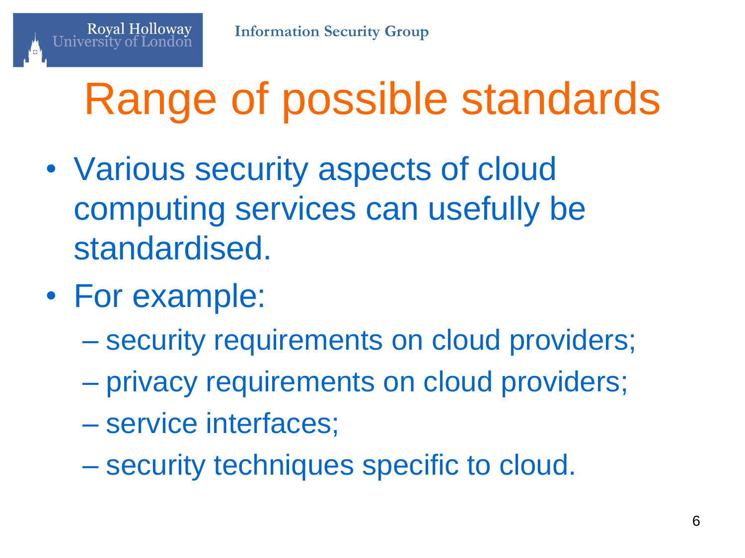# Range of possible standards

- Various security aspects of cloud computing services can usefully be standardised.
- For example:
  - security requirements on cloud providers;
  - privacy requirements on cloud providers;
  - service interfaces;
  - security techniques specific to cloud.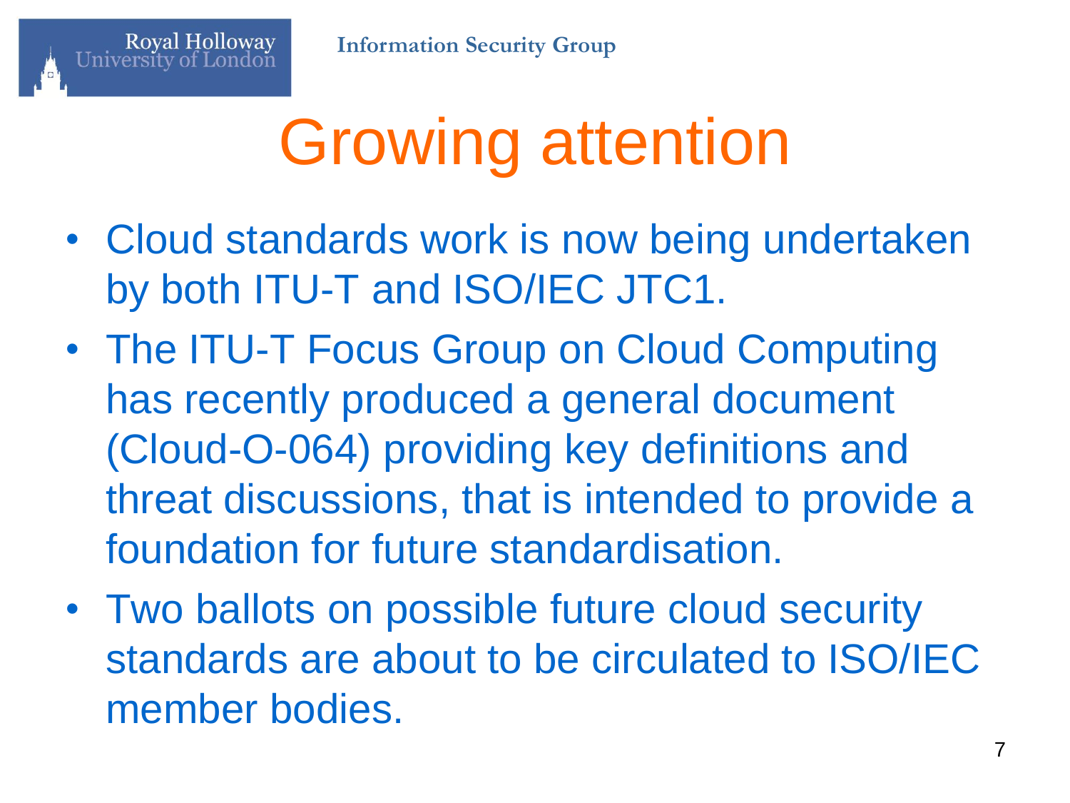# Growing attention

- Cloud standards work is now being undertaken by both ITU-T and ISO/IEC JTC1.
- The ITU-T Focus Group on Cloud Computing has recently produced a general document (Cloud-O-064) providing key definitions and threat discussions, that is intended to provide a foundation for future standardisation.
- Two ballots on possible future cloud security standards are about to be circulated to ISO/IEC member bodies.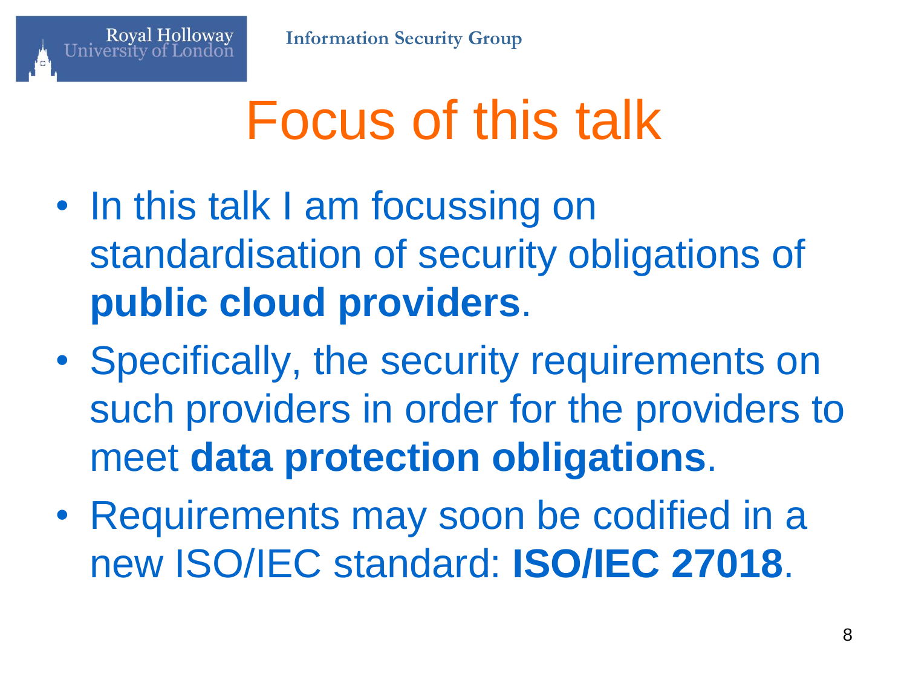# Focus of this talk

- In this talk I am focussing on standardisation of security obligations of **public cloud providers**.
- Specifically, the security requirements on such providers in order for the providers to meet **data protection obligations**.
- Requirements may soon be codified in a new ISO/IEC standard: **ISO/IEC 27018**.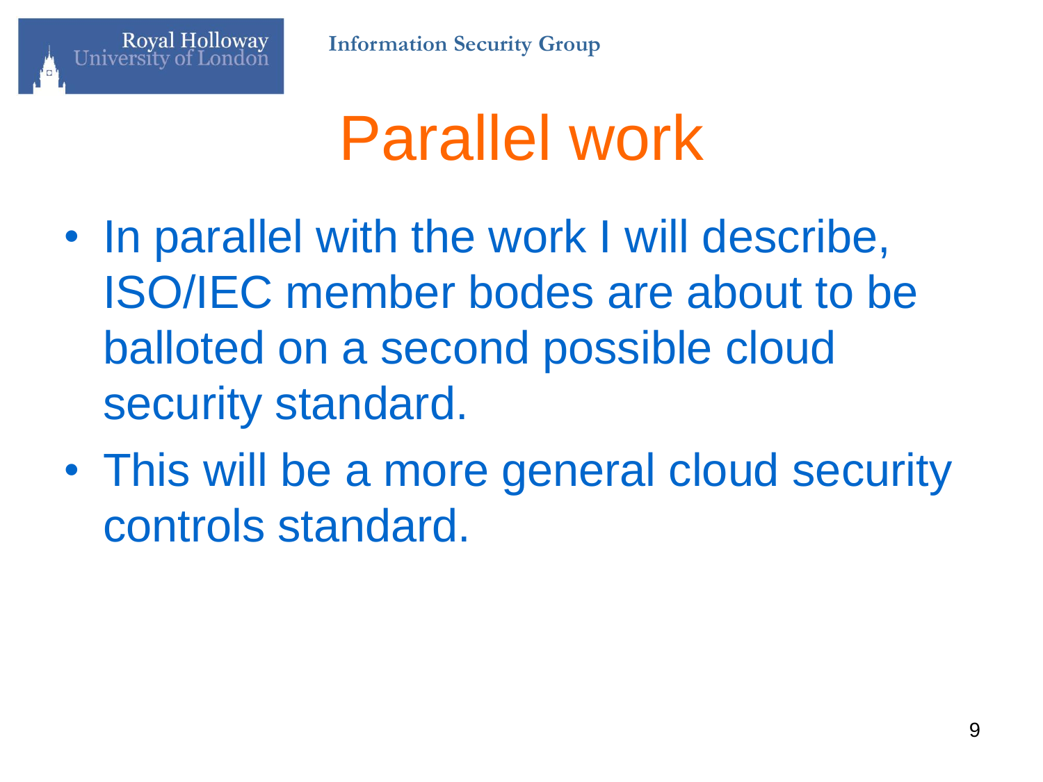# Parallel work

- In parallel with the work I will describe, ISO/IEC member bodes are about to be balloted on a second possible cloud security standard.
- This will be a more general cloud security controls standard.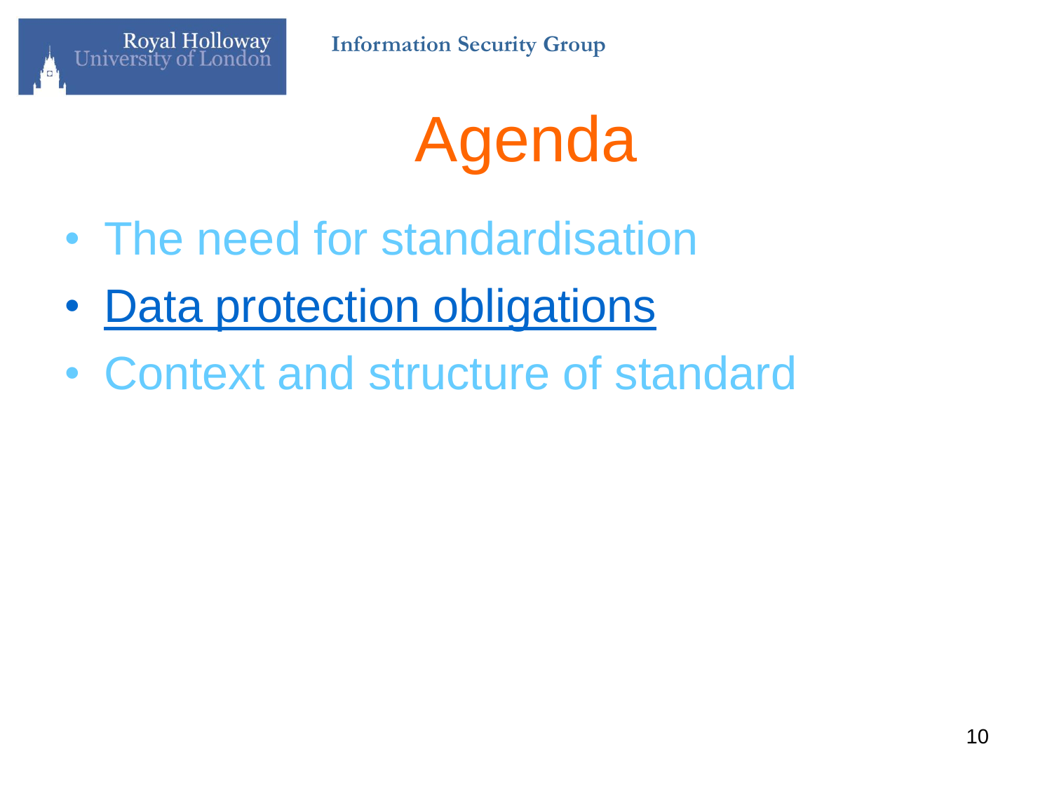# Agenda

- The need for standardisation
- Data protection obligations
- Context and structure of standard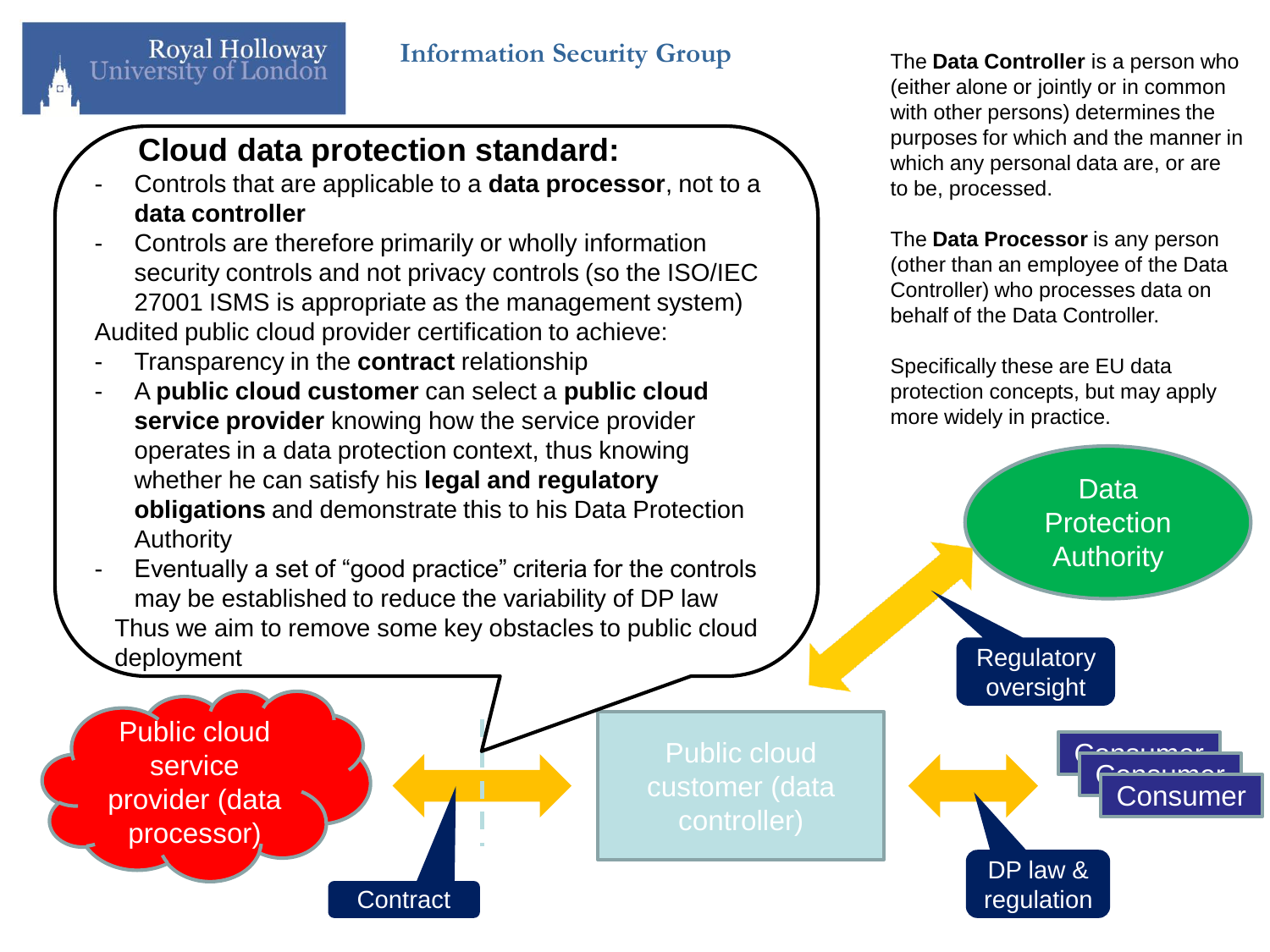# Cloud data protection standard:

- Controls that are applicable to a **data processor**, not to a **data controller**
- Controls are therefore primarily or wholly information security controls and not privacy controls (so the ISO/IEC 27001 ISMS is appropriate as the management system)

Audited public cloud provider certification to achieve:

- Transparency in the **contract** relationship
- A **public cloud customer** can select a **public cloud service provider** knowing how the service provider operates in a data protection context, thus knowing whether he can satisfy his **legal and regulatory obligations** and demonstrate this to his Data Protection Authority
- Eventually a set of "good practice" criteria for the controls may be established to reduce the variability of DP law

Thus we aim to remove some key obstacles to public cloud deployment

The **Data Controller** is a person who (either alone or jointly or in common with other persons) determines the purposes for which and the manner in which any personal data are, or are to be, processed.

The **Data Processor** is any person (other than an employee of the Data Controller) who processes data on behalf of the Data Controller.

Specifically these are EU data protection concepts, but may apply more widely in practice.

Public cloud service provider (data processor)

Contract

Public cloud customer (data controller)

Data Protection Authority

Regulatory oversight

Consumer

Consumer

Consumer

DP law & regulation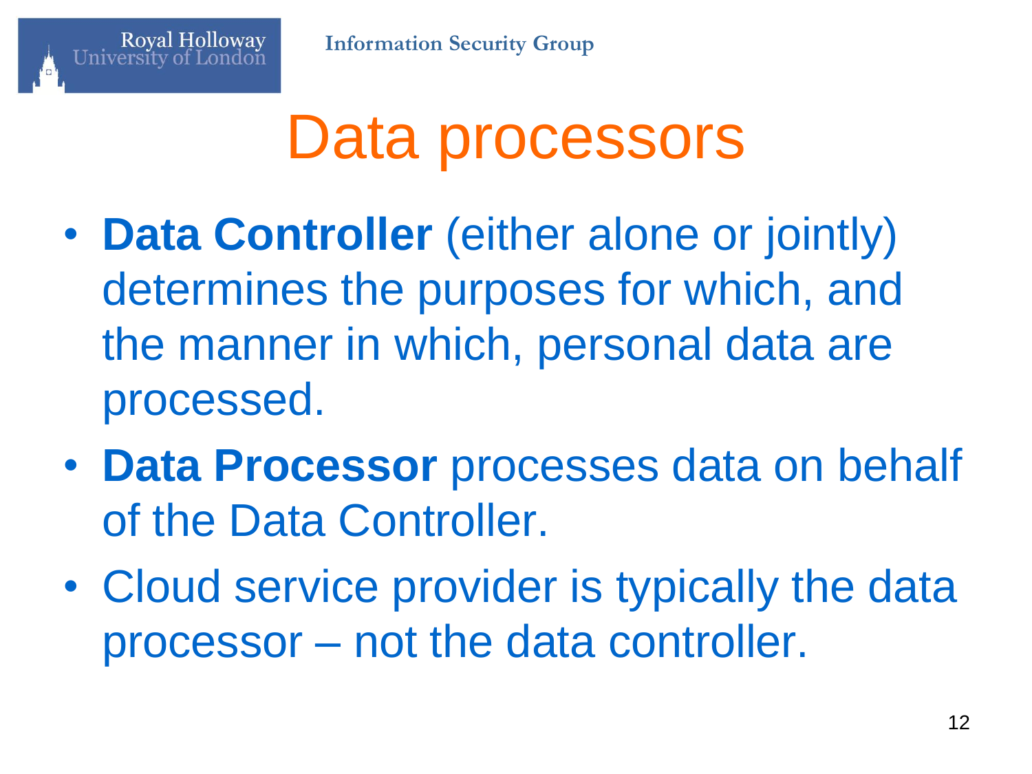# Data processors

- **Data Controller** (either alone or jointly) determines the purposes for which, and the manner in which, personal data are processed.
- **Data Processor** processes data on behalf of the Data Controller.
- Cloud service provider is typically the data processor – not the data controller.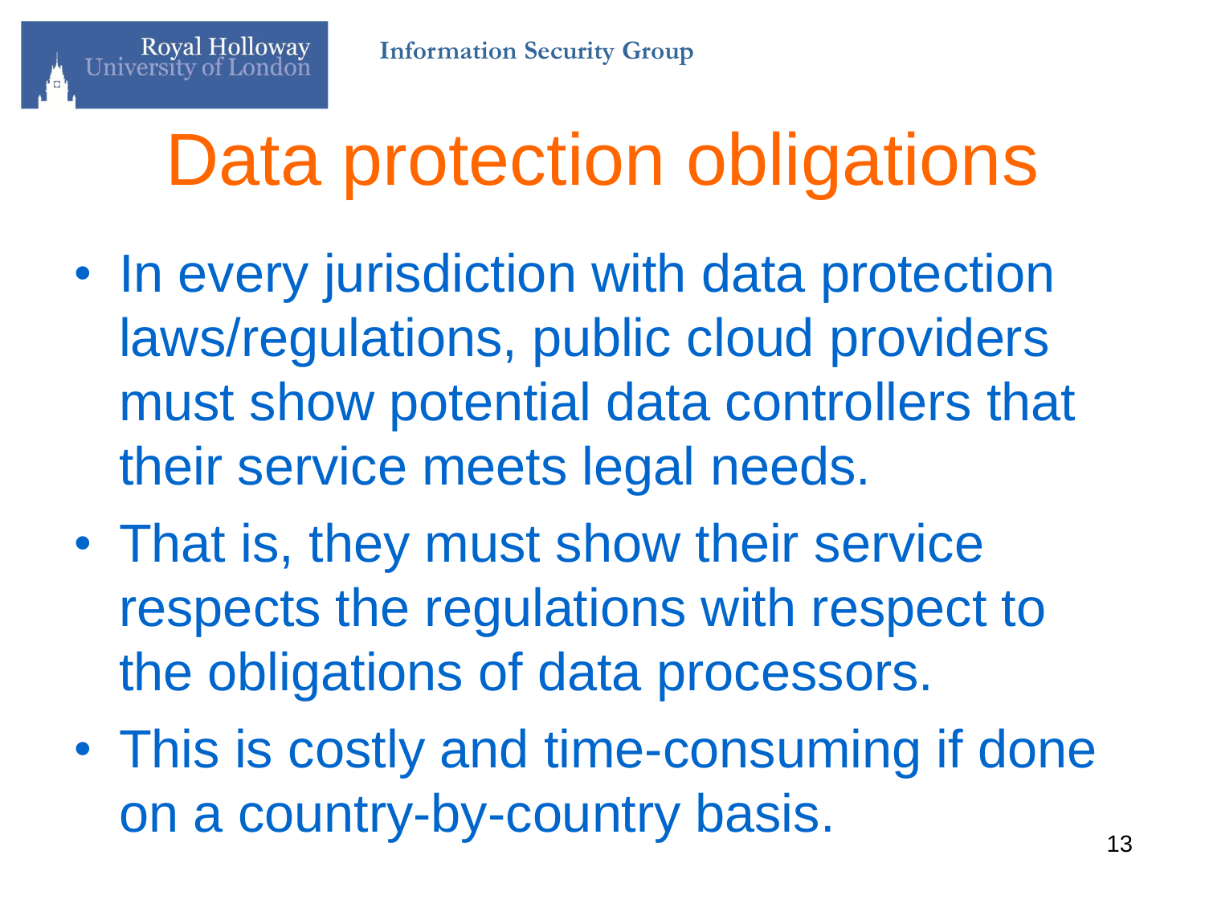# Data protection obligations

- In every jurisdiction with data protection laws/regulations, public cloud providers must show potential data controllers that their service meets legal needs.
- That is, they must show their service respects the regulations with respect to the obligations of data processors.
- This is costly and time-consuming if done on a country-by-country basis.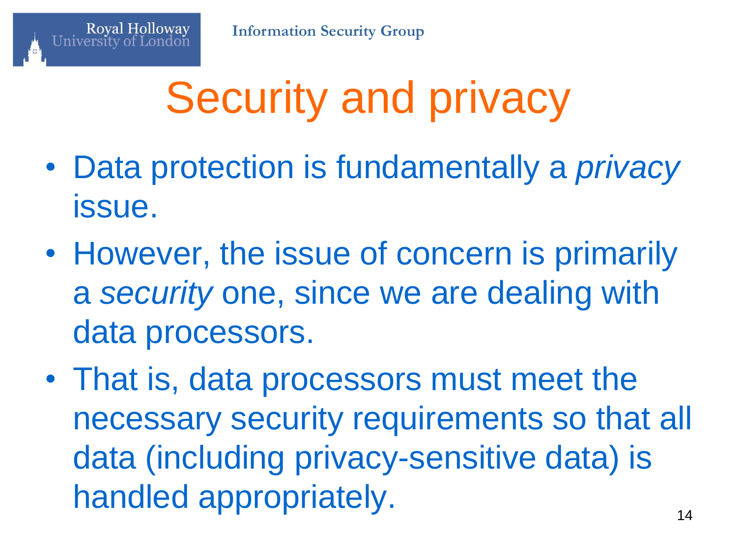# Security and privacy

- Data protection is fundamentally a *privacy* issue.
- However, the issue of concern is primarily a *security* one, since we are dealing with data processors.
- That is, data processors must meet the necessary security requirements so that all data (including privacy-sensitive data) is handled appropriately.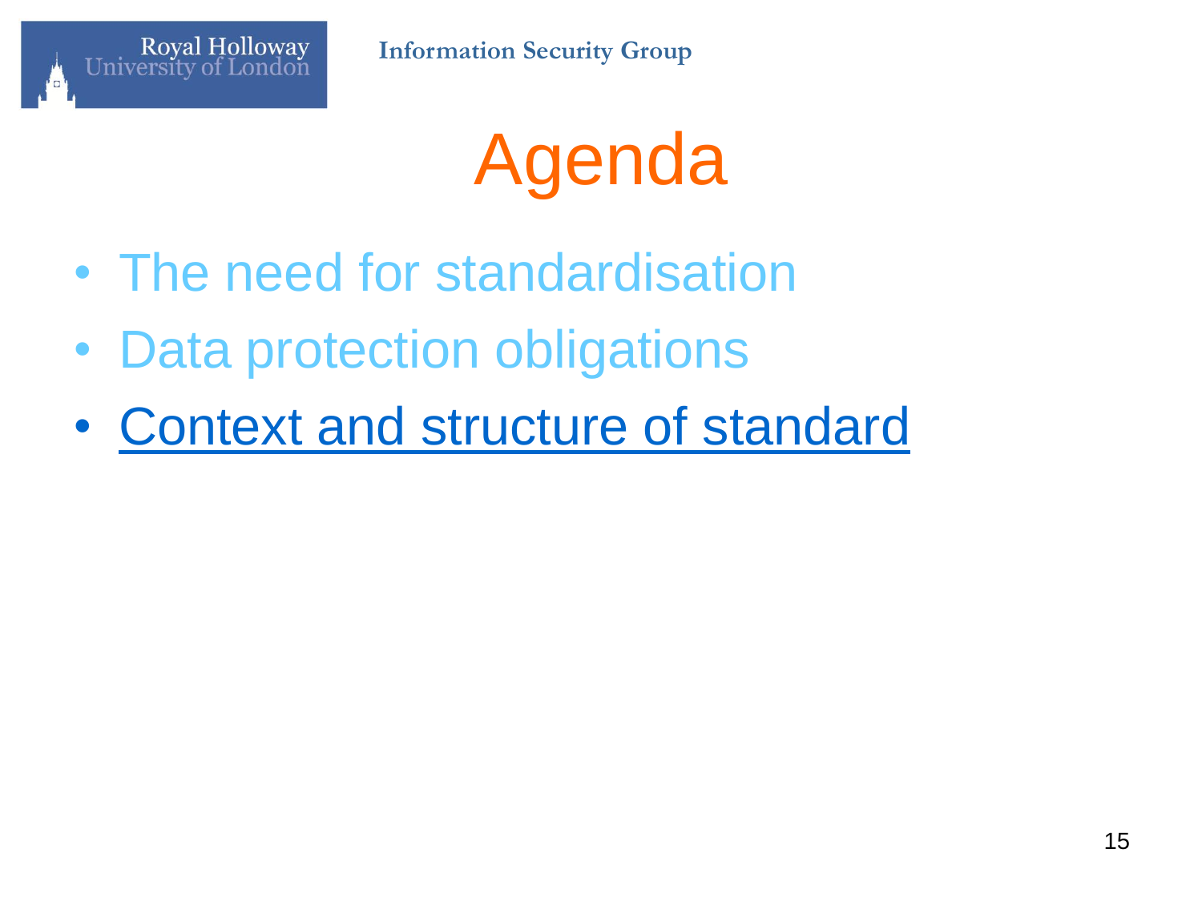# Agenda

- The need for standardisation
- Data protection obligations
- Context and structure of standard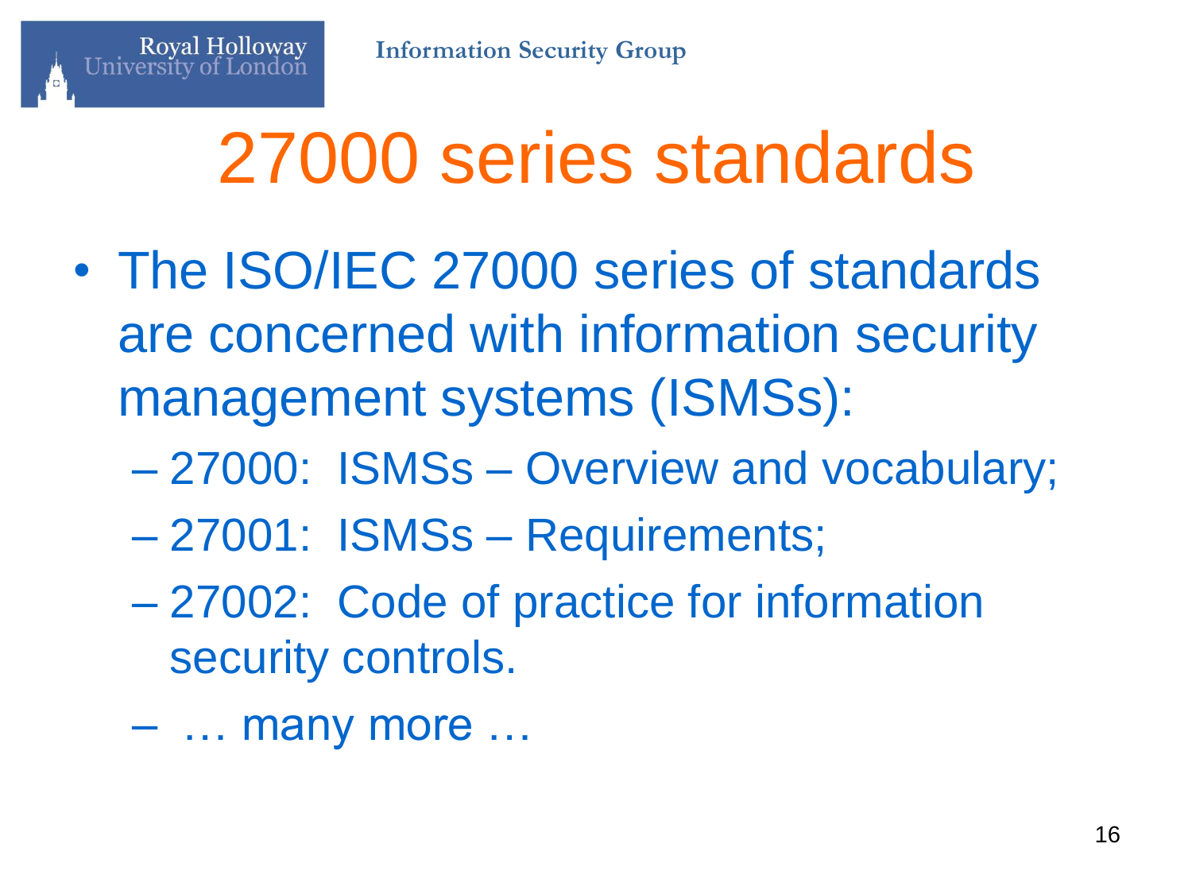# 27000 series standards

- The ISO/IEC 27000 series of standards are concerned with information security management systems (ISMSs):
  - 27000: ISMSs – Overview and vocabulary;
  - 27001: ISMSs – Requirements;
  - 27002: Code of practice for information security controls.
  - … many more …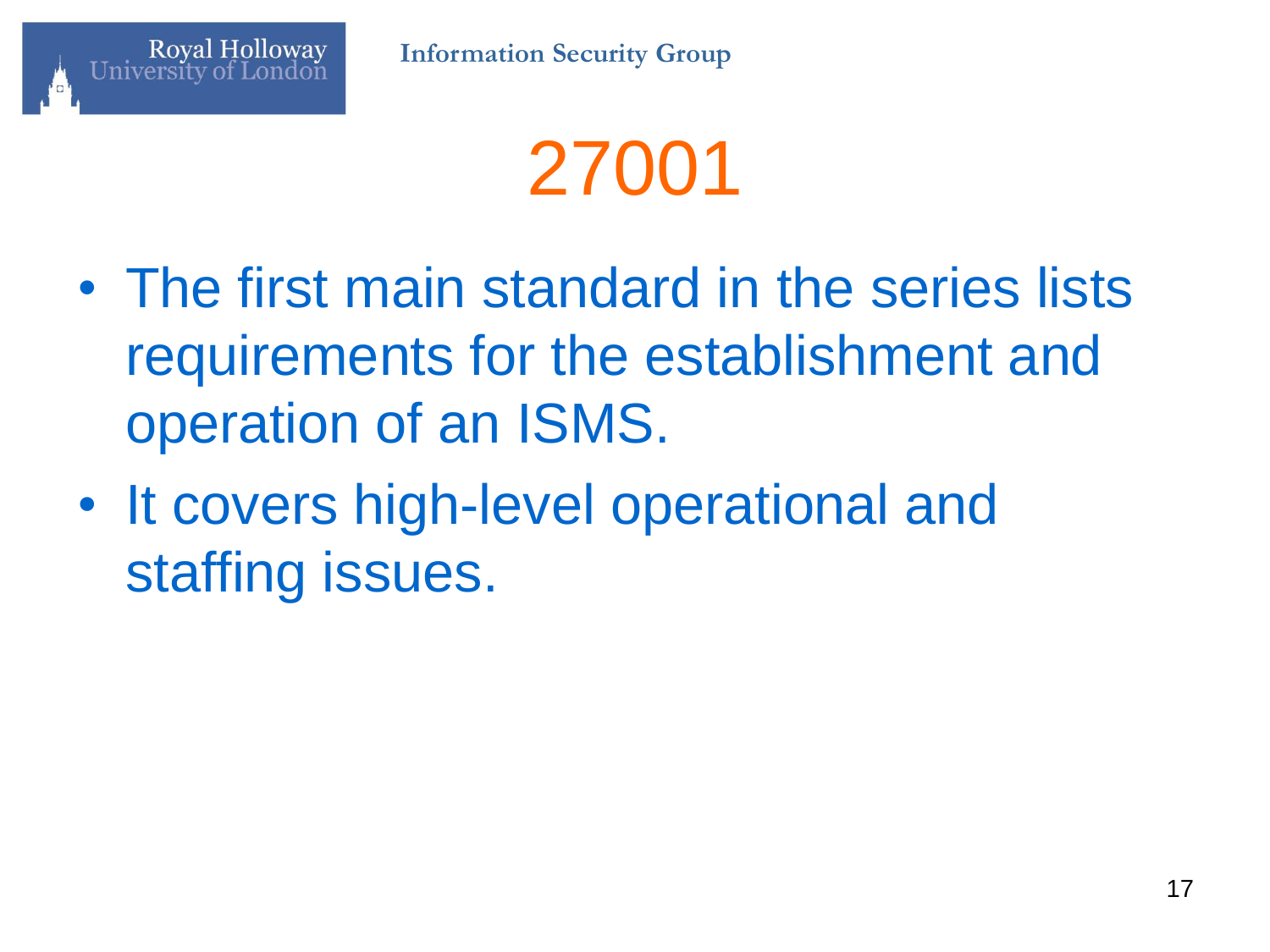# 27001

- The first main standard in the series lists requirements for the establishment and operation of an ISMS.
- It covers high-level operational and staffing issues.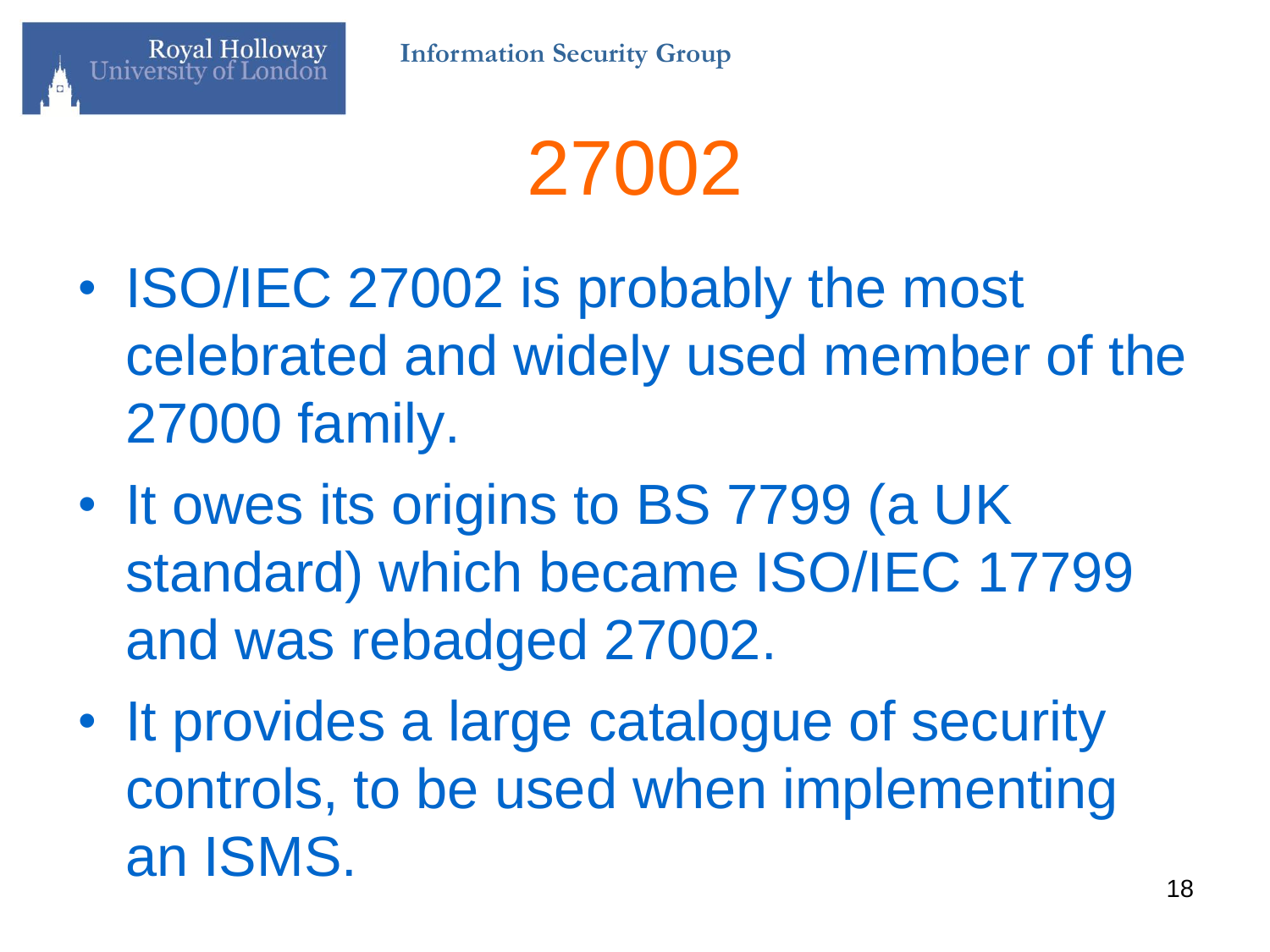# 27002

- ISO/IEC 27002 is probably the most celebrated and widely used member of the 27000 family.
- It owes its origins to BS 7799 (a UK standard) which became ISO/IEC 17799 and was rebadged 27002.
- It provides a large catalogue of security controls, to be used when implementing an ISMS.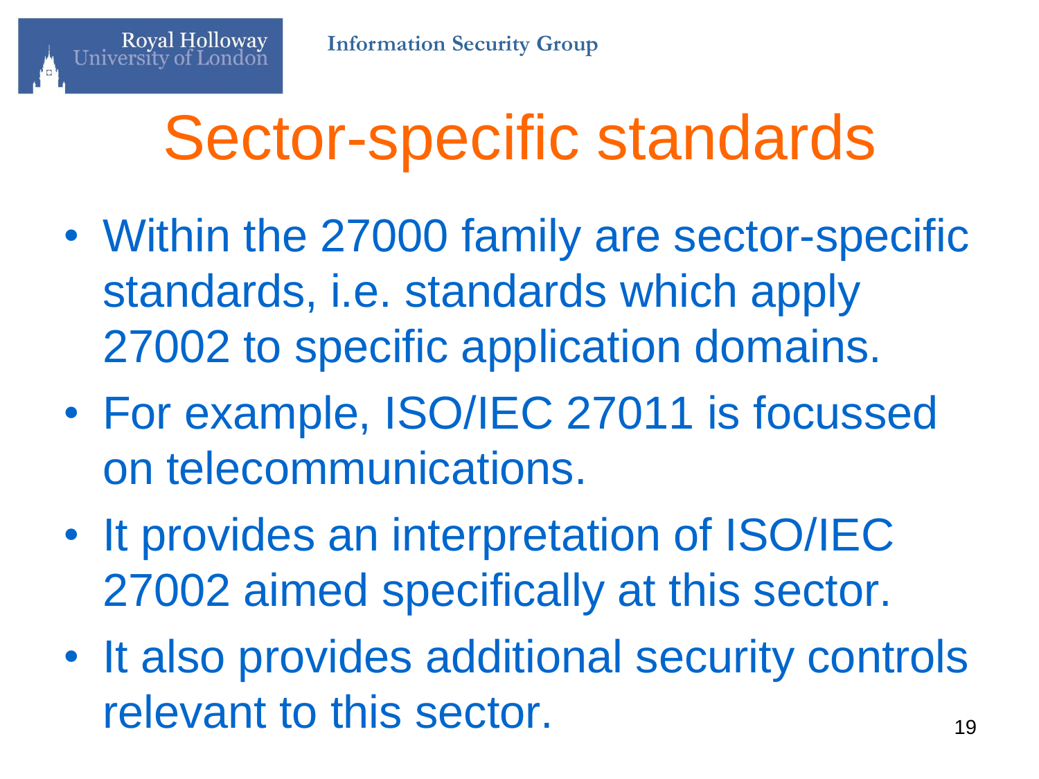# Sector-specific standards

- Within the 27000 family are sector-specific standards, i.e. standards which apply 27002 to specific application domains.
- For example, ISO/IEC 27011 is focussed on telecommunications.
- It provides an interpretation of ISO/IEC 27002 aimed specifically at this sector.
- It also provides additional security controls relevant to this sector.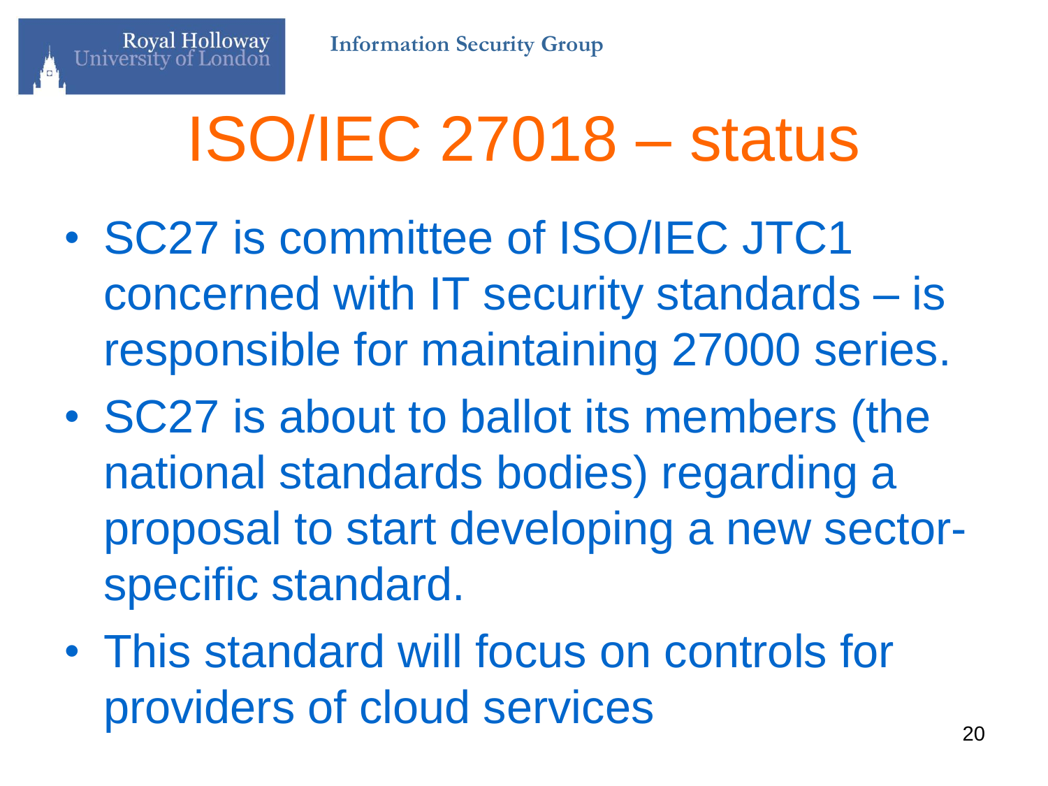# ISO/IEC 27018 – status

- SC27 is committee of ISO/IEC JTC1 concerned with IT security standards – is responsible for maintaining 27000 series.
- SC27 is about to ballot its members (the national standards bodies) regarding a proposal to start developing a new sector-specific standard.
- This standard will focus on controls for providers of cloud services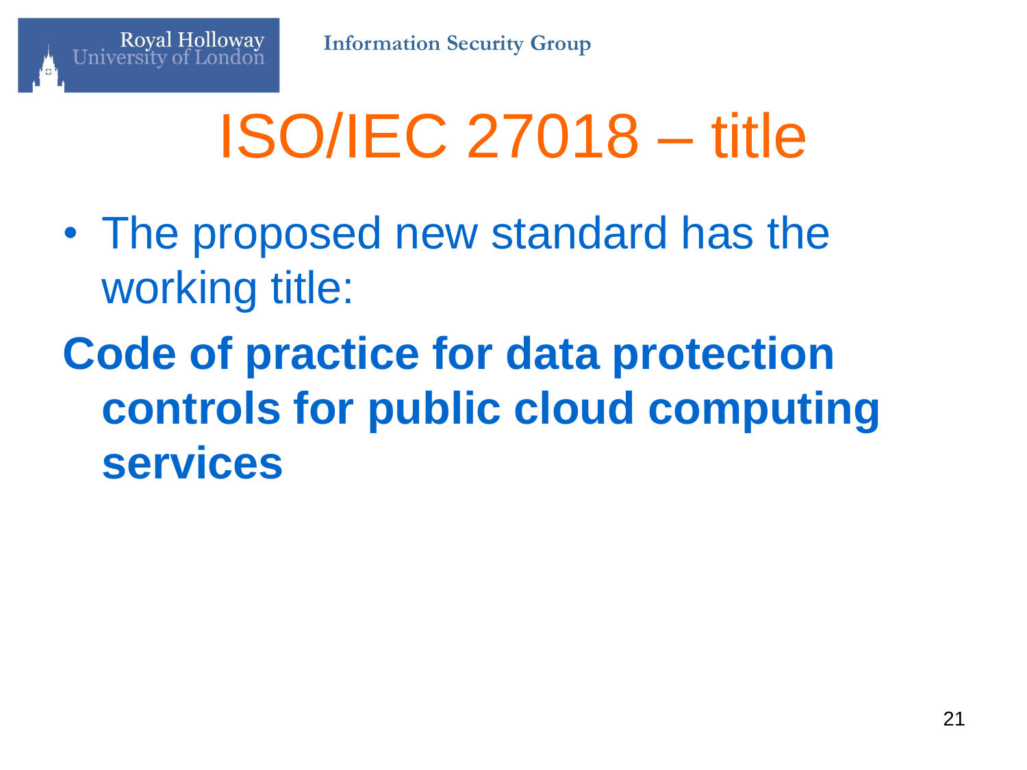# ISO/IEC 27018 – title

- The proposed new standard has the working title:

**Code of practice for data protection controls for public cloud computing services**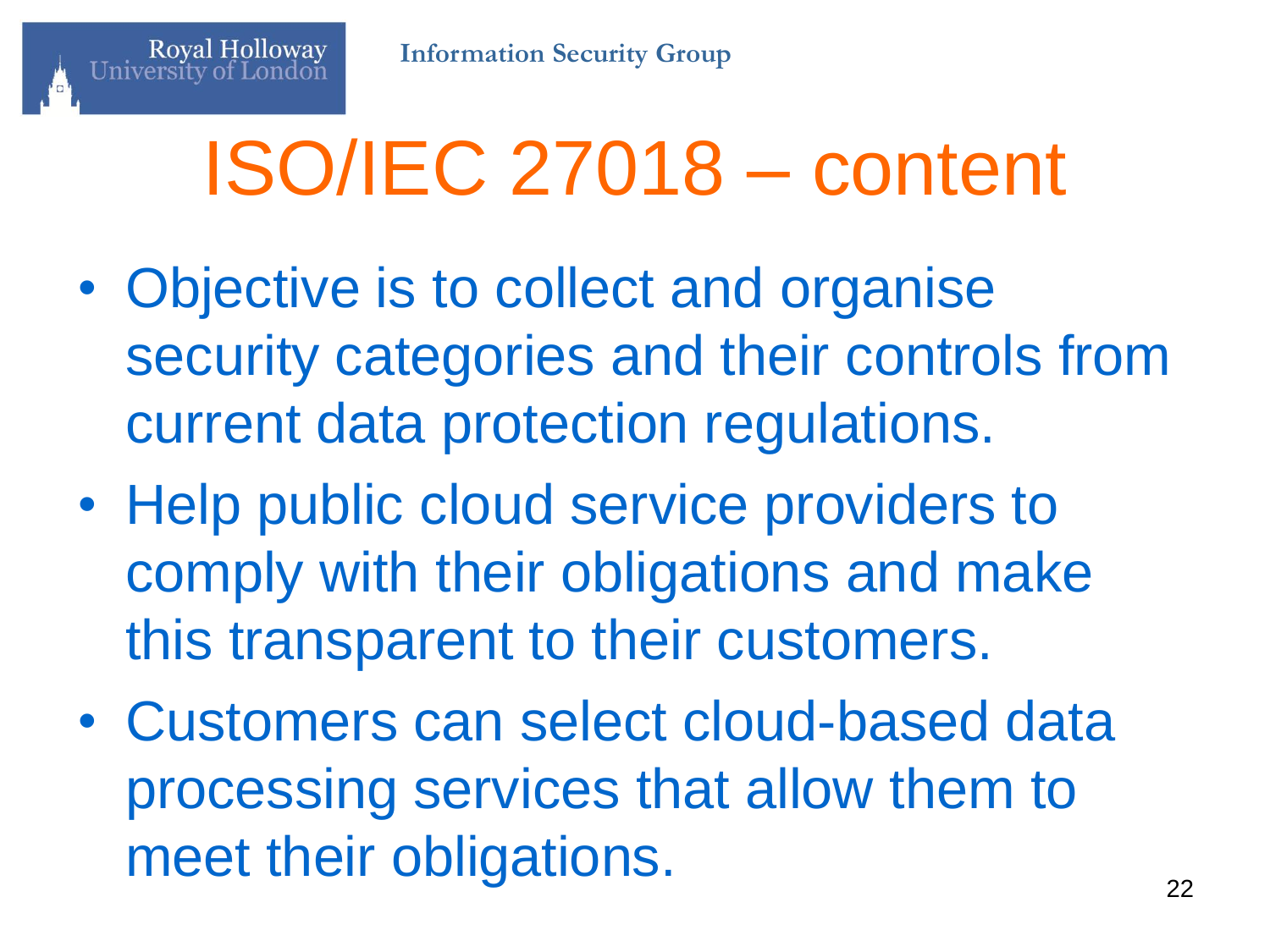# ISO/IEC 27018 – content

- Objective is to collect and organise security categories and their controls from current data protection regulations.
- Help public cloud service providers to comply with their obligations and make this transparent to their customers.
- Customers can select cloud-based data processing services that allow them to meet their obligations.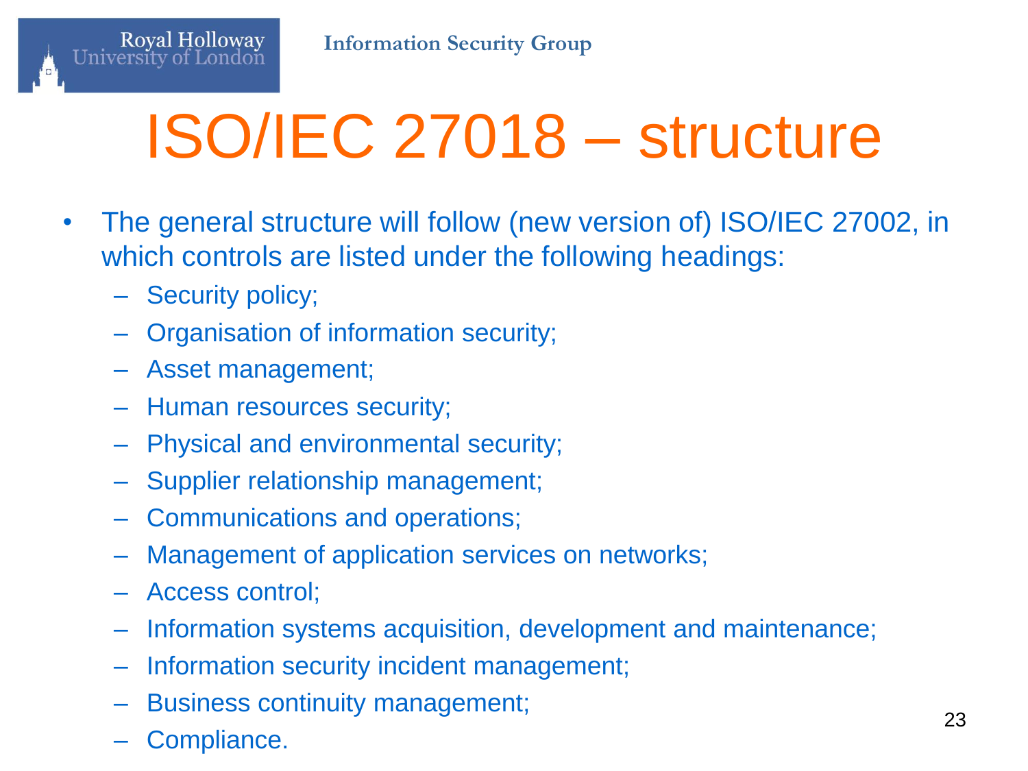# ISO/IEC 27018 – structure

- The general structure will follow (new version of) ISO/IEC 27002, in which controls are listed under the following headings:
  - Security policy;
  - Organisation of information security;
  - Asset management;
  - Human resources security;
  - Physical and environmental security;
  - Supplier relationship management;
  - Communications and operations;
  - Management of application services on networks;
  - Access control;
  - Information systems acquisition, development and maintenance;
  - Information security incident management;
  - Business continuity management;
  - Compliance.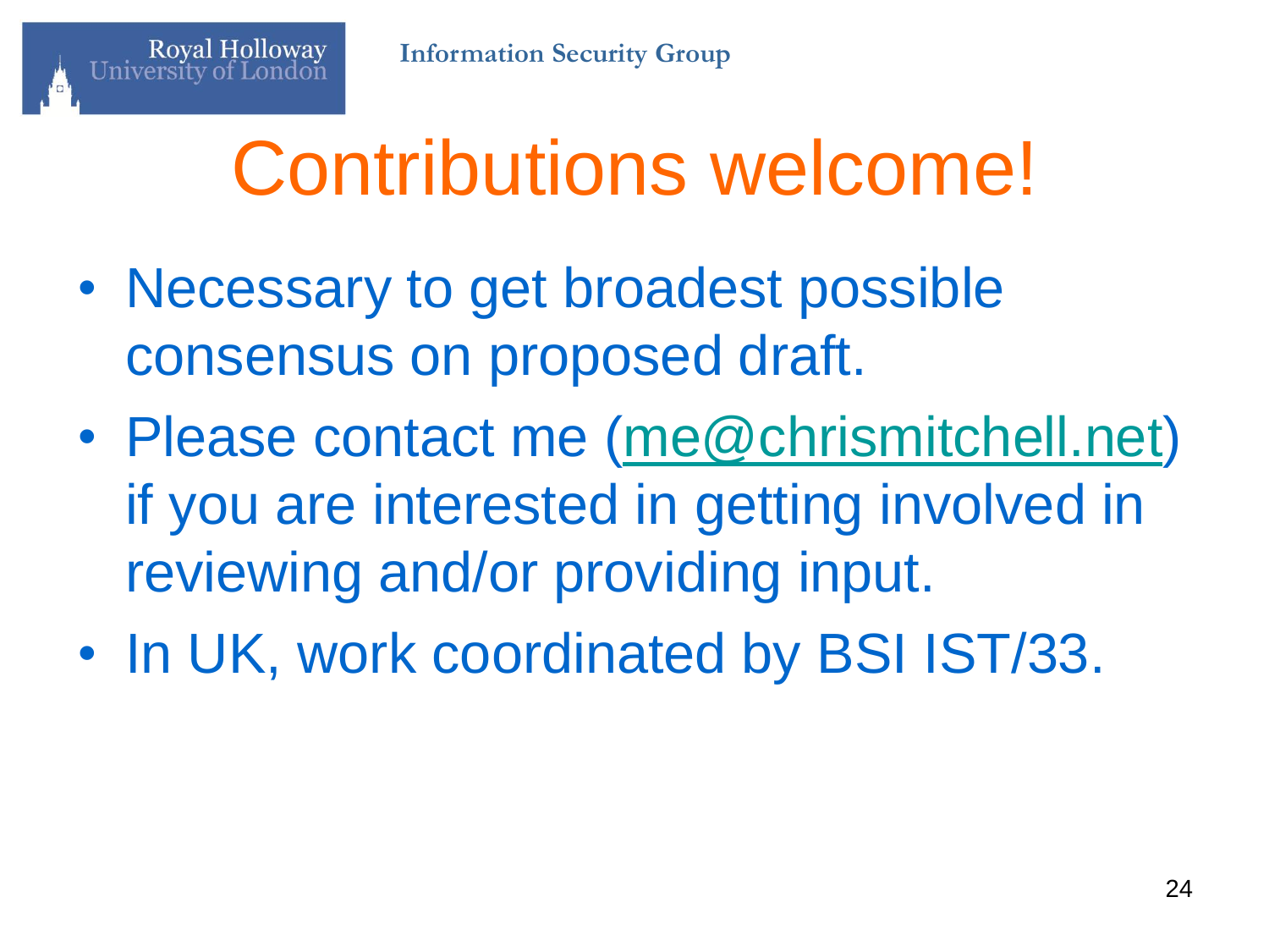# Contributions welcome!

- Necessary to get broadest possible consensus on proposed draft.
- Please contact me (me@chrismitchell.net) if you are interested in getting involved in reviewing and/or providing input.
- In UK, work coordinated by BSI IST/33.